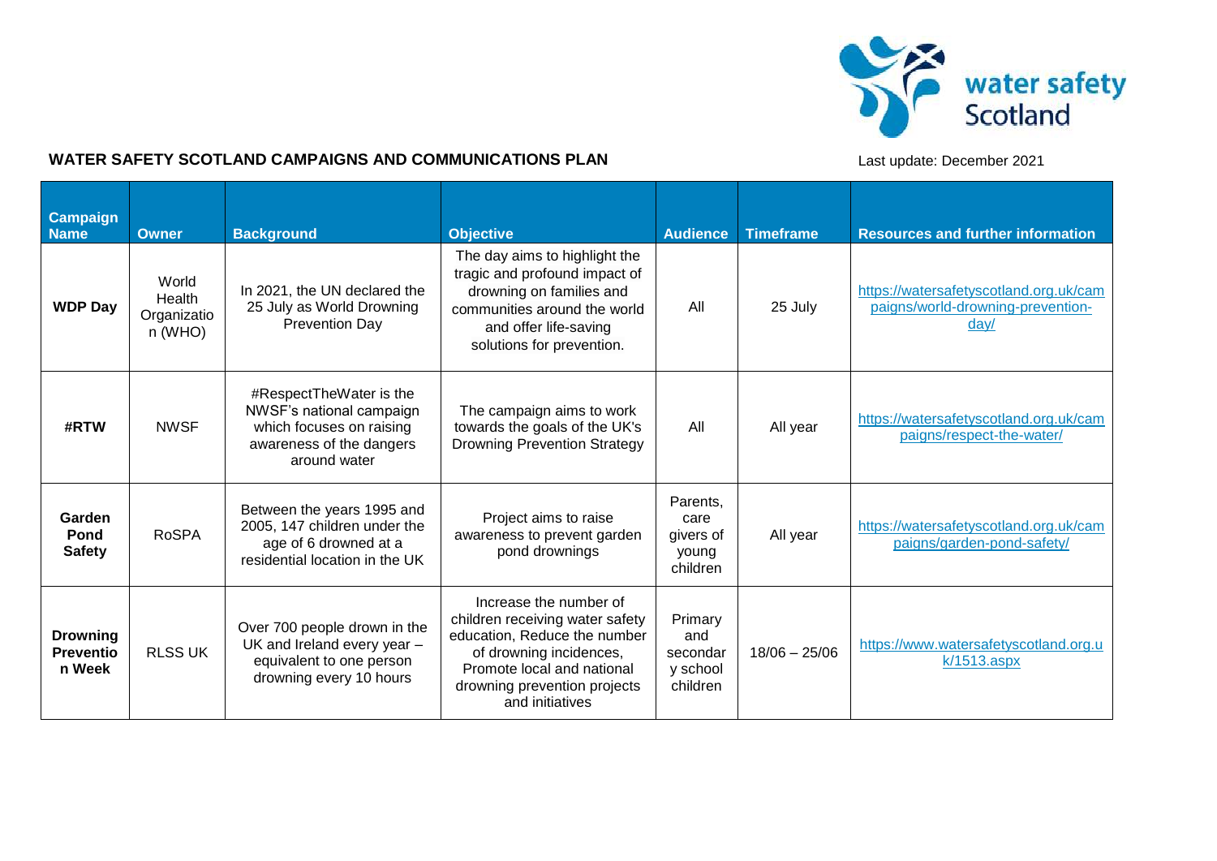**WATER SAFETY SCOTLAND CAMPAIGNS AND COMMUNICATIONS PLAN**

Last update: December 2021

| Campaign Name | Owner | Background | Objective | Audience | Timeframe | Resources and further information |
|---|---|---|---|---|---|---|
| **WDP Day** | World Health Organization (WHO) | In 2021, the UN declared the 25 July as World Drowning Prevention Day | The day aims to highlight the tragic and profound impact of drowning on families and communities around the world and offer life-saving solutions for prevention. | All | 25 July | https://watersafetyscotland.org.uk/campaigns/world-drowning-prevention-day/ |
| **#RTW** | NWSF | #RespectTheWater is the NWSF's national campaign which focuses on raising awareness of the dangers around water | The campaign aims to work towards the goals of the UK's Drowning Prevention Strategy | All | All year | https://watersafetyscotland.org.uk/campaigns/respect-the-water/ |
| **Garden Pond Safety** | RoSPA | Between the years 1995 and 2005, 147 children under the age of 6 drowned at a residential location in the UK | Project aims to raise awareness to prevent garden pond drownings | Parents, care givers of young children | All year | https://watersafetyscotland.org.uk/campaigns/garden-pond-safety/ |
| **Drowning Prevention Week** | RLSS UK | Over 700 people drown in the UK and Ireland every year – equivalent to one person drowning every 10 hours | Increase the number of children receiving water safety education, Reduce the number of drowning incidences, Promote local and national drowning prevention projects and initiatives | Primary and secondary school children | 18/06 – 25/06 | https://www.watersafetyscotland.org.uk/1513.aspx |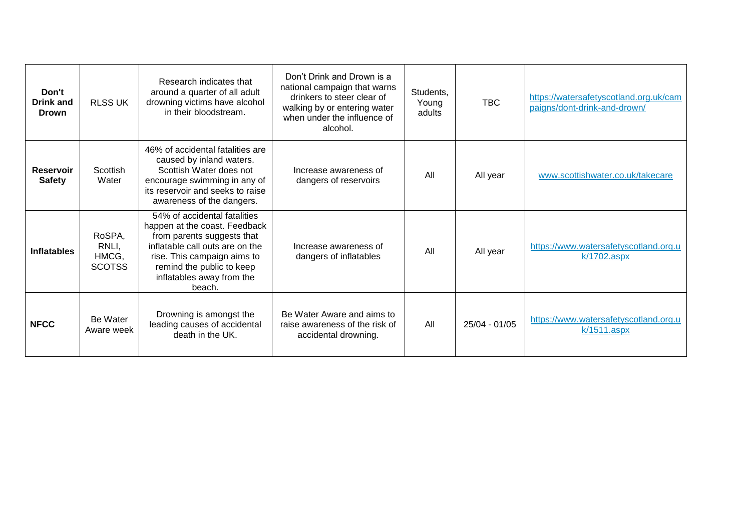| **Don't Drink and Drown** | RLSS UK | Research indicates that around a quarter of all adult drowning victims have alcohol in their bloodstream. | Don't Drink and Drown is a national campaign that warns drinkers to steer clear of walking by or entering water when under the influence of alcohol. | Students, Young adults | TBC | https://watersafetyscotland.org.uk/campaigns/dont-drink-and-drown/ |
|---|---|---|---|---|---|---|
| **Reservoir Safety** | Scottish Water | 46% of accidental fatalities are caused by inland waters. Scottish Water does not encourage swimming in any of its reservoir and seeks to raise awareness of the dangers. | Increase awareness of dangers of reservoirs | All | All year | www.scottishwater.co.uk/takecare |
| **Inflatables** | RoSPA, RNLI, HMCG, SCOTSS | 54% of accidental fatalities happen at the coast. Feedback from parents suggests that inflatable call outs are on the rise. This campaign aims to remind the public to keep inflatables away from the beach. | Increase awareness of dangers of inflatables | All | All year | https://www.watersafetyscotland.org.uk/1702.aspx |
| **NFCC** | Be Water Aware week | Drowning is amongst the leading causes of accidental death in the UK. | Be Water Aware and aims to raise awareness of the risk of accidental drowning. | All | 25/04 - 01/05 | https://www.watersafetyscotland.org.uk/1511.aspx |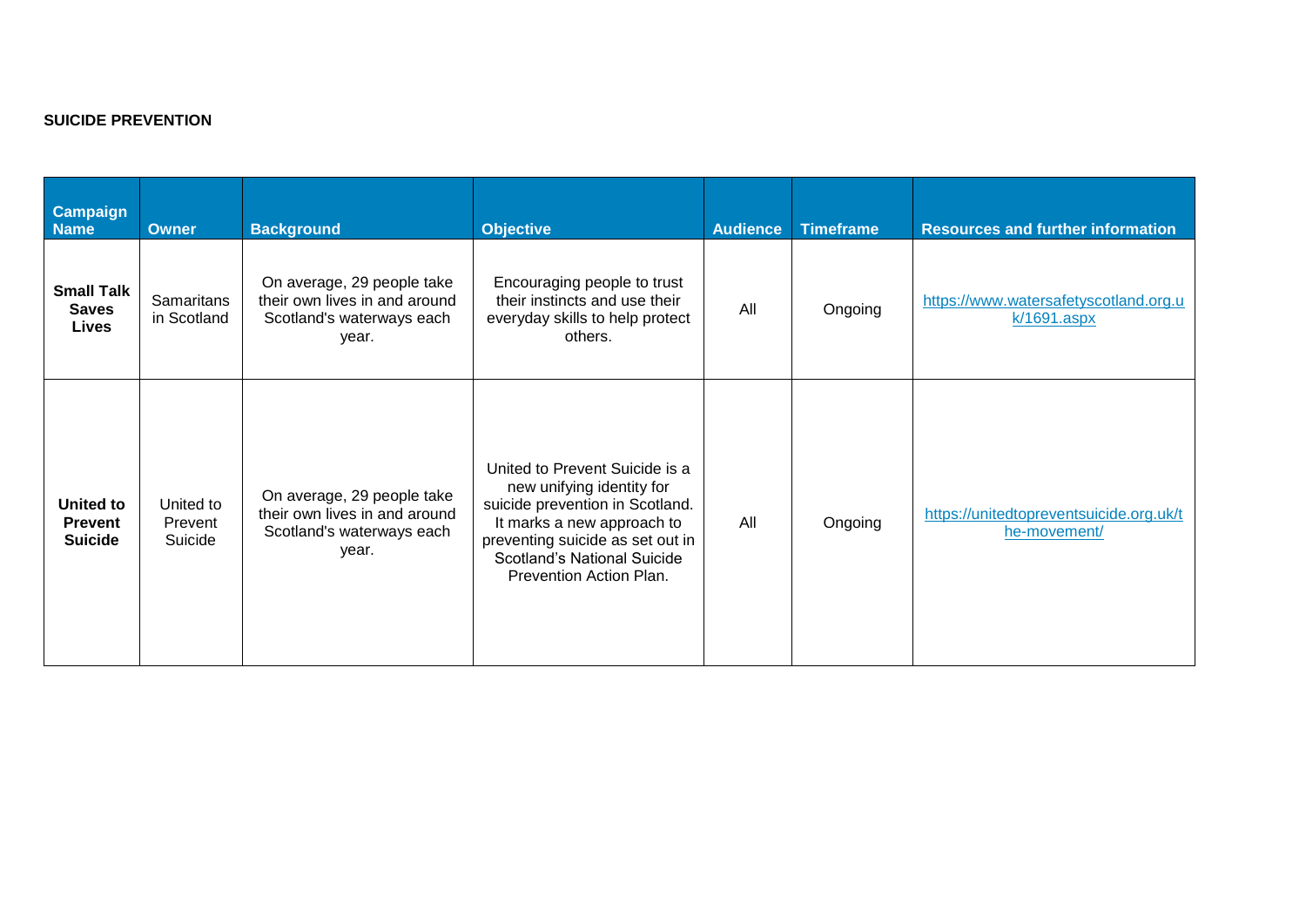**SUICIDE PREVENTION**

| Campaign Name | Owner | Background | Objective | Audience | Timeframe | Resources and further information |
|---|---|---|---|---|---|---|
| **Small Talk Saves Lives** | Samaritans in Scotland | On average, 29 people take their own lives in and around Scotland's waterways each year. | Encouraging people to trust their instincts and use their everyday skills to help protect others. | All | Ongoing | https://www.watersafetyscotland.org.uk/1691.aspx |
| **United to Prevent Suicide** | United to Prevent Suicide | On average, 29 people take their own lives in and around Scotland's waterways each year. | United to Prevent Suicide is a new unifying identity for suicide prevention in Scotland. It marks a new approach to preventing suicide as set out in Scotland's National Suicide Prevention Action Plan. | All | Ongoing | https://unitedtopreventsuicide.org.uk/the-movement/ |